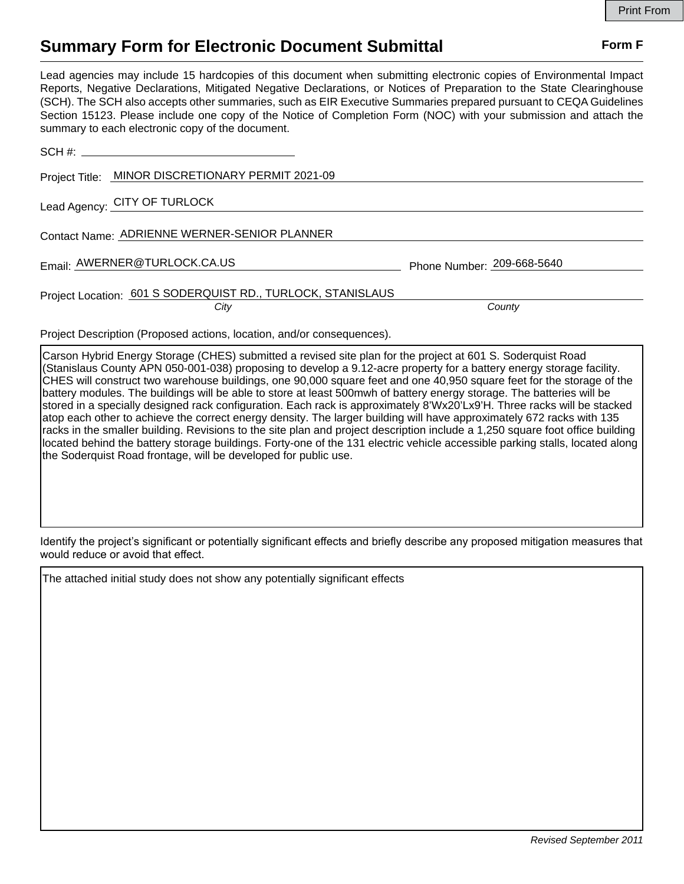# Summary Form for Electronic Document Submittal

**Form F**

Lead agencies may include 15 hardcopies of this document when submitting electronic copies of Environmental Impact Reports, Negative Declarations, Mitigated Negative Declarations, or Notices of Preparation to the State Clearinghouse (SCH). The SCH also accepts other summaries, such as EIR Executive Summaries prepared pursuant to CEQA Guidelines Section 15123. Please include one copy of the Notice of Completion Form (NOC) with your submission and attach the summary to each electronic copy of the document.

SCH #: 

Project Title: MINOR DISCRETIONARY PERMIT 2021-09

Lead Agency: CITY OF TURLOCK

Contact Name: ADRIENNE WERNER-SENIOR PLANNER

Email: AWERNER@TURLOCK.CA.US

Phone Number: 209-668-5640

Project Location: 601 S SODERQUIST RD., TURLOCK, STANISLAUS

*City* *County*

Project Description (Proposed actions, location, and/or consequences).

Carson Hybrid Energy Storage (CHES) submitted a revised site plan for the project at 601 S. Soderquist Road (Stanislaus County APN 050-001-038) proposing to develop a 9.12-acre property for a battery energy storage facility. CHES will construct two warehouse buildings, one 90,000 square feet and one 40,950 square feet for the storage of the battery modules. The buildings will be able to store at least 500mwh of battery energy storage. The batteries will be stored in a specially designed rack configuration. Each rack is approximately 8'Wx20'Lx9'H. Three racks will be stacked atop each other to achieve the correct energy density. The larger building will have approximately 672 racks with 135 racks in the smaller building. Revisions to the site plan and project description include a 1,250 square foot office building located behind the battery storage buildings. Forty-one of the 131 electric vehicle accessible parking stalls, located along the Soderquist Road frontage, will be developed for public use.

Identify the project's significant or potentially significant effects and briefly describe any proposed mitigation measures that would reduce or avoid that effect.

The attached initial study does not show any potentially significant effects

*Revised September 2011*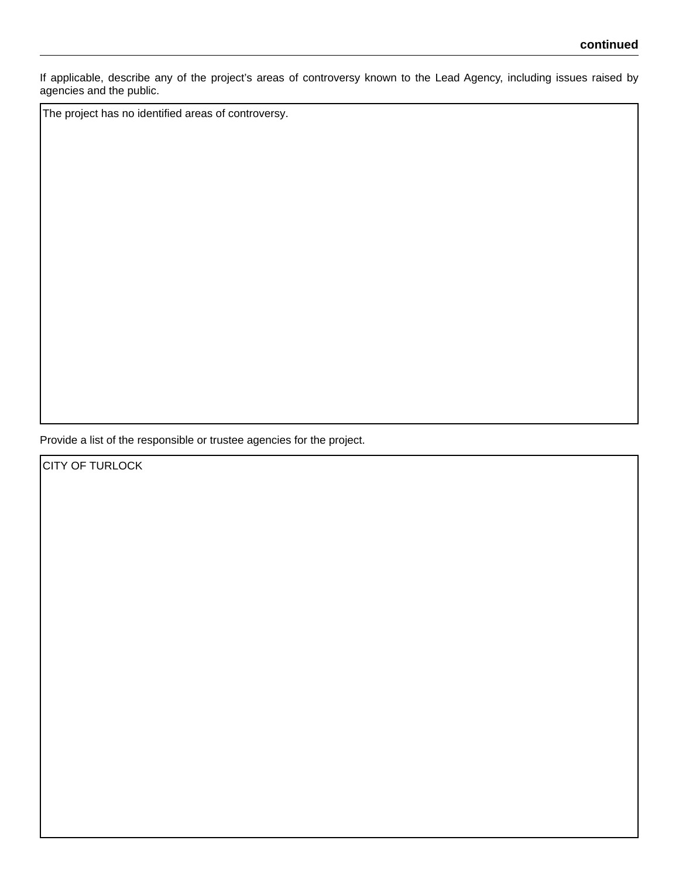**continued**

If applicable, describe any of the project's areas of controversy known to the Lead Agency, including issues raised by agencies and the public.

The project has no identified areas of controversy.

Provide a list of the responsible or trustee agencies for the project.

CITY OF TURLOCK